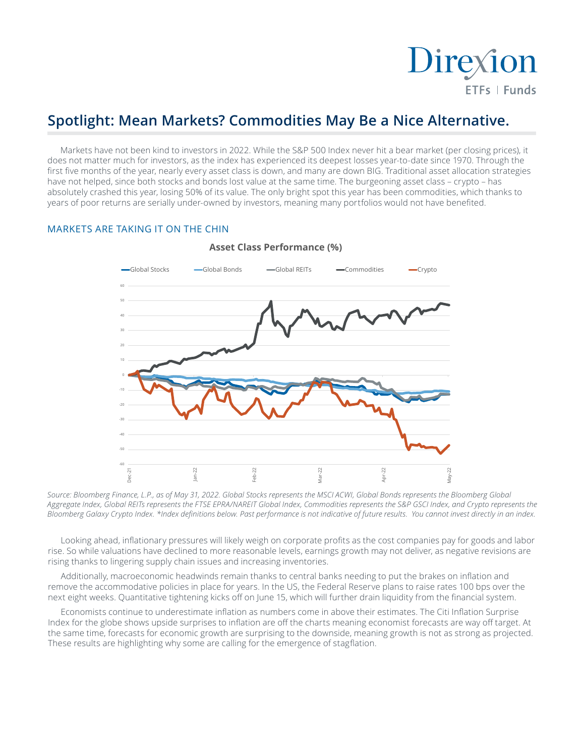# Spotlight: Mean Markets? Commodities May Be a Nice Alternative.

Markets have not been kind to investors in 2022. While the S&P 500 Index never hit a bear market (per closing prices), it does not matter much for investors, as the index has experienced its deepest losses year-to-date since 1970. Through the first five months of the year, nearly every asset class is down, and many are down BIG. Traditional asset allocation strategies have not helped, since both stocks and bonds lost value at the same time. The burgeoning asset class – crypto – has absolutely crashed this year, losing 50% of its value. The only bright spot this year has been commodities, which thanks to years of poor returns are serially under-owned by investors, meaning many portfolios would not have benefited.

## MARKETS ARE TAKING IT ON THE CHIN

**Asset Class Performance (%)**

*Source: Bloomberg Finance, L.P., as of May 31, 2022. Global Stocks represents the MSCI ACWI, Global Bonds represents the Bloomberg Global Aggregate Index, Global REITs represents the FTSE EPRA/NAREIT Global Index, Commodities represents the S&P GSCI Index, and Crypto represents the Bloomberg Galaxy Crypto Index. *Index definitions below. Past performance is not indicative of future results. You cannot invest directly in an index.*

Looking ahead, inflationary pressures will likely weigh on corporate profits as the cost companies pay for goods and labor rise. So while valuations have declined to more reasonable levels, earnings growth may not deliver, as negative revisions are rising thanks to lingering supply chain issues and increasing inventories.

Additionally, macroeconomic headwinds remain thanks to central banks needing to put the brakes on inflation and remove the accommodative policies in place for years. In the US, the Federal Reserve plans to raise rates 100 bps over the next eight weeks. Quantitative tightening kicks off on June 15, which will further drain liquidity from the financial system.

Economists continue to underestimate inflation as numbers come in above their estimates. The Citi Inflation Surprise Index for the globe shows upside surprises to inflation are off the charts meaning economist forecasts are way off target. At the same time, forecasts for economic growth are surprising to the downside, meaning growth is not as strong as projected. These results are highlighting why some are calling for the emergence of stagflation.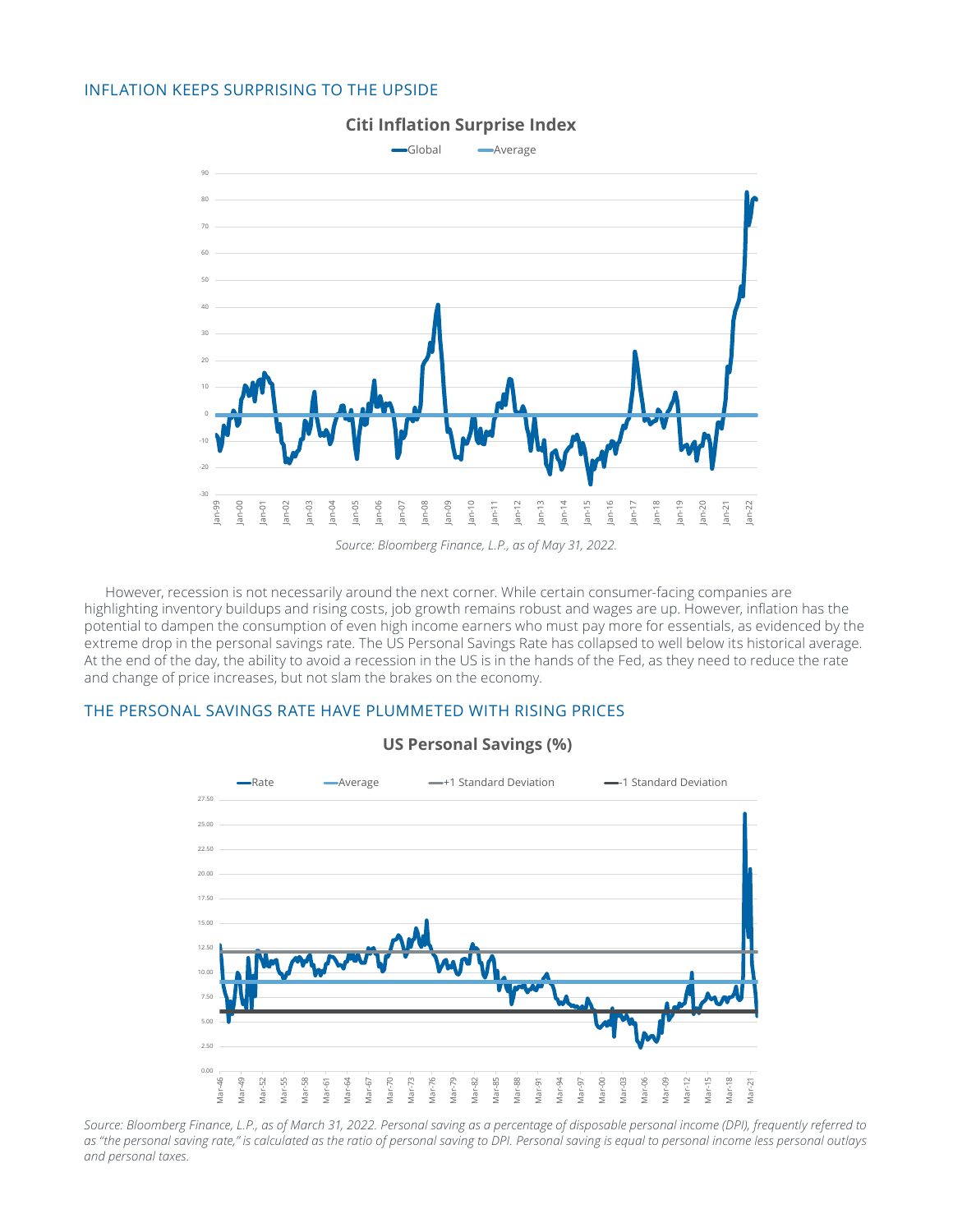## INFLATION KEEPS SURPRISING TO THE UPSIDE

**Citi Inflation Surprise Index**

*Source: Bloomberg Finance, L.P., as of May 31, 2022.*

However, recession is not necessarily around the next corner. While certain consumer-facing companies are highlighting inventory buildups and rising costs, job growth remains robust and wages are up. However, inflation has the potential to dampen the consumption of even high income earners who must pay more for essentials, as evidenced by the extreme drop in the personal savings rate. The US Personal Savings Rate has collapsed to well below its historical average. At the end of the day, the ability to avoid a recession in the US is in the hands of the Fed, as they need to reduce the rate and change of price increases, but not slam the brakes on the economy.

## THE PERSONAL SAVINGS RATE HAVE PLUMMETED WITH RISING PRICES

**US Personal Savings (%)**

*Source: Bloomberg Finance, L.P., as of March 31, 2022. Personal saving as a percentage of disposable personal income (DPI), frequently referred to as "the personal saving rate," is calculated as the ratio of personal saving to DPI. Personal saving is equal to personal income less personal outlays and personal taxes.*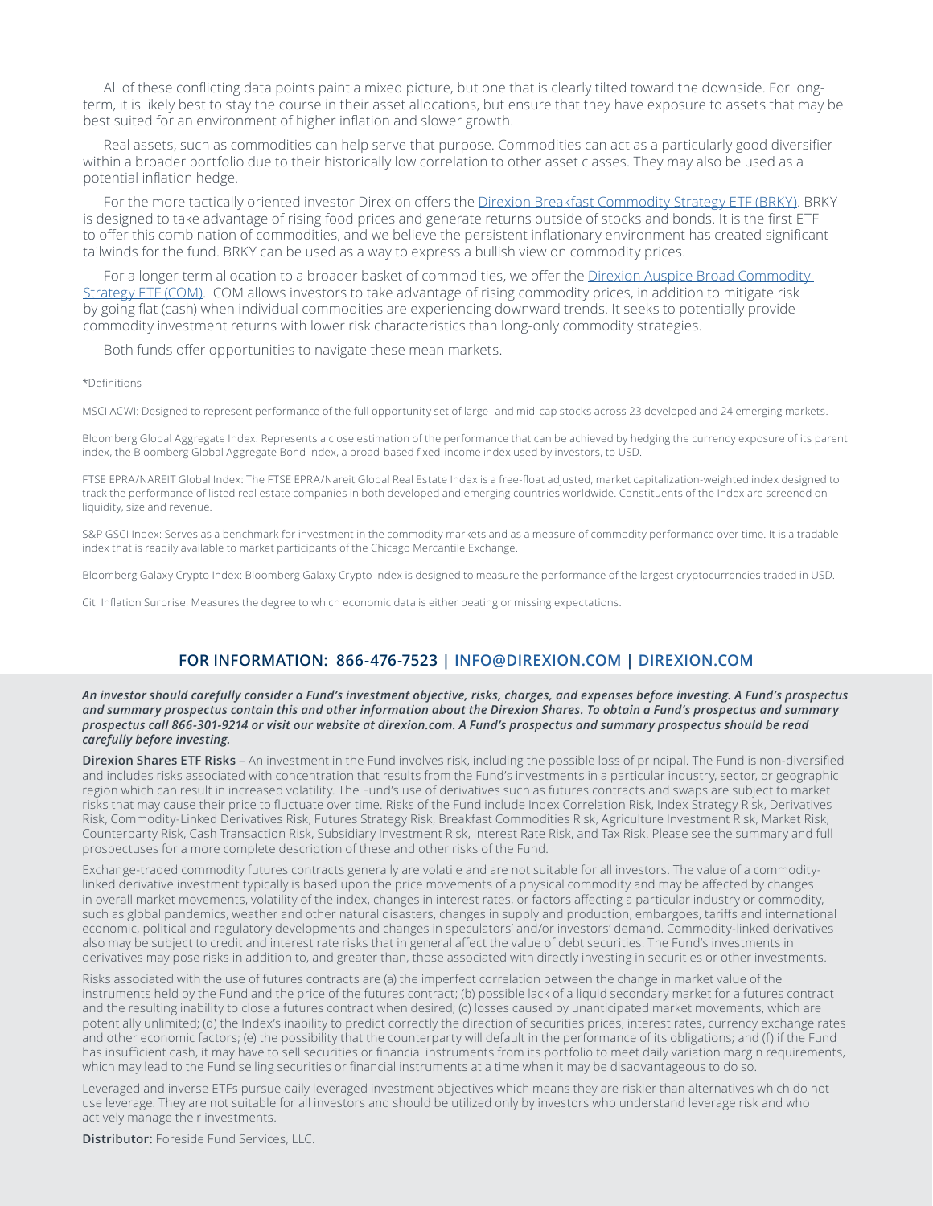All of these conflicting data points paint a mixed picture, but one that is clearly tilted toward the downside. For long-term, it is likely best to stay the course in their asset allocations, but ensure that they have exposure to assets that may be best suited for an environment of higher inflation and slower growth.

Real assets, such as commodities can help serve that purpose. Commodities can act as a particularly good diversifier within a broader portfolio due to their historically low correlation to other asset classes. They may also be used as a potential inflation hedge.

For the more tactically oriented investor Direxion offers the [Direxion Breakfast Commodity Strategy ETF (BRKY)](). BRKY is designed to take advantage of rising food prices and generate returns outside of stocks and bonds. It is the first ETF to offer this combination of commodities, and we believe the persistent inflationary environment has created significant tailwinds for the fund. BRKY can be used as a way to express a bullish view on commodity prices.

For a longer-term allocation to a broader basket of commodities, we offer the [Direxion Auspice Broad Commodity Strategy ETF (COM)](). COM allows investors to take advantage of rising commodity prices, in addition to mitigate risk by going flat (cash) when individual commodities are experiencing downward trends. It seeks to potentially provide commodity investment returns with lower risk characteristics than long-only commodity strategies.

Both funds offer opportunities to navigate these mean markets.

*Definitions

MSCI ACWI: Designed to represent performance of the full opportunity set of large- and mid-cap stocks across 23 developed and 24 emerging markets.

Bloomberg Global Aggregate Index: Represents a close estimation of the performance that can be achieved by hedging the currency exposure of its parent index, the Bloomberg Global Aggregate Bond Index, a broad-based fixed-income index used by investors, to USD.

FTSE EPRA/NAREIT Global Index: The FTSE EPRA/Nareit Global Real Estate Index is a free-float adjusted, market capitalization-weighted index designed to track the performance of listed real estate companies in both developed and emerging countries worldwide. Constituents of the Index are screened on liquidity, size and revenue.

S&P GSCI Index: Serves as a benchmark for investment in the commodity markets and as a measure of commodity performance over time. It is a tradable index that is readily available to market participants of the Chicago Mercantile Exchange.

Bloomberg Galaxy Crypto Index: Bloomberg Galaxy Crypto Index is designed to measure the performance of the largest cryptocurrencies traded in USD.

Citi Inflation Surprise: Measures the degree to which economic data is either beating or missing expectations.

**FOR INFORMATION: 866-476-7523 | INFO@DIREXION.COM | DIREXION.COM**

***An investor should carefully consider a Fund's investment objective, risks, charges, and expenses before investing. A Fund's prospectus and summary prospectus contain this and other information about the Direxion Shares. To obtain a Fund's prospectus and summary prospectus call 866-301-9214 or visit our website at direxion.com. A Fund's prospectus and summary prospectus should be read carefully before investing.***

**Direxion Shares ETF Risks** – An investment in the Fund involves risk, including the possible loss of principal. The Fund is non-diversified and includes risks associated with concentration that results from the Fund's investments in a particular industry, sector, or geographic region which can result in increased volatility. The Fund's use of derivatives such as futures contracts and swaps are subject to market risks that may cause their price to fluctuate over time. Risks of the Fund include Index Correlation Risk, Index Strategy Risk, Derivatives Risk, Commodity-Linked Derivatives Risk, Futures Strategy Risk, Breakfast Commodities Risk, Agriculture Investment Risk, Market Risk, Counterparty Risk, Cash Transaction Risk, Subsidiary Investment Risk, Interest Rate Risk, and Tax Risk. Please see the summary and full prospectuses for a more complete description of these and other risks of the Fund.

Exchange-traded commodity futures contracts generally are volatile and are not suitable for all investors. The value of a commodity-linked derivative investment typically is based upon the price movements of a physical commodity and may be affected by changes in overall market movements, volatility of the index, changes in interest rates, or factors affecting a particular industry or commodity, such as global pandemics, weather and other natural disasters, changes in supply and production, embargoes, tariffs and international economic, political and regulatory developments and changes in speculators' and/or investors' demand. Commodity-linked derivatives also may be subject to credit and interest rate risks that in general affect the value of debt securities. The Fund's investments in derivatives may pose risks in addition to, and greater than, those associated with directly investing in securities or other investments.

Risks associated with the use of futures contracts are (a) the imperfect correlation between the change in market value of the instruments held by the Fund and the price of the futures contract; (b) possible lack of a liquid secondary market for a futures contract and the resulting inability to close a futures contract when desired; (c) losses caused by unanticipated market movements, which are potentially unlimited; (d) the Index's inability to predict correctly the direction of securities prices, interest rates, currency exchange rates and other economic factors; (e) the possibility that the counterparty will default in the performance of its obligations; and (f) if the Fund has insufficient cash, it may have to sell securities or financial instruments from its portfolio to meet daily variation margin requirements, which may lead to the Fund selling securities or financial instruments at a time when it may be disadvantageous to do so.

Leveraged and inverse ETFs pursue daily leveraged investment objectives which means they are riskier than alternatives which do not use leverage. They are not suitable for all investors and should be utilized only by investors who understand leverage risk and who actively manage their investments.

**Distributor:** Foreside Fund Services, LLC.